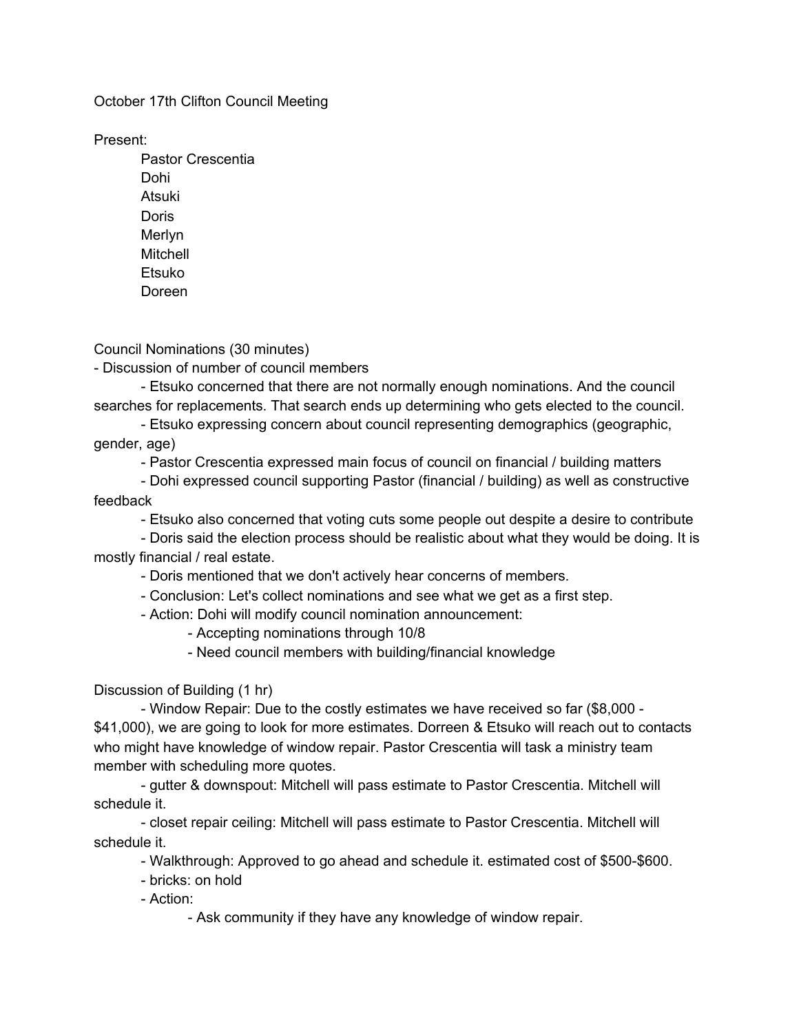October 17th Clifton Council Meeting

Present:

- Pastor Crescentia
- Dohi
- Atsuki
- Doris
- Merlyn
- Mitchell
- Etsuko
- Doreen

Council Nominations (30 minutes)

- Discussion of number of council members
    - Etsuko concerned that there are not normally enough nominations. And the council searches for replacements. That search ends up determining who gets elected to the council.
    - Etsuko expressing concern about council representing demographics (geographic, gender, age)
    - Pastor Crescentia expressed main focus of council on financial / building matters
    - Dohi expressed council supporting Pastor (financial / building) as well as constructive feedback
    - Etsuko also concerned that voting cuts some people out despite a desire to contribute
    - Doris said the election process should be realistic about what they would be doing. It is mostly financial / real estate.
    - Doris mentioned that we don't actively hear concerns of members.
    - Conclusion: Let's collect nominations and see what we get as a first step.
    - Action: Dohi will modify council nomination announcement:
        - Accepting nominations through 10/8
        - Need council members with building/financial knowledge

Discussion of Building (1 hr)

- Window Repair: Due to the costly estimates we have received so far ($8,000 - $41,000), we are going to look for more estimates. Dorreen & Etsuko will reach out to contacts who might have knowledge of window repair. Pastor Crescentia will task a ministry team member with scheduling more quotes.
- gutter & downspout: Mitchell will pass estimate to Pastor Crescentia. Mitchell will schedule it.
- closet repair ceiling: Mitchell will pass estimate to Pastor Crescentia. Mitchell will schedule it.
- Walkthrough: Approved to go ahead and schedule it. estimated cost of $500-$600.
- bricks: on hold
- Action:
    - Ask community if they have any knowledge of window repair.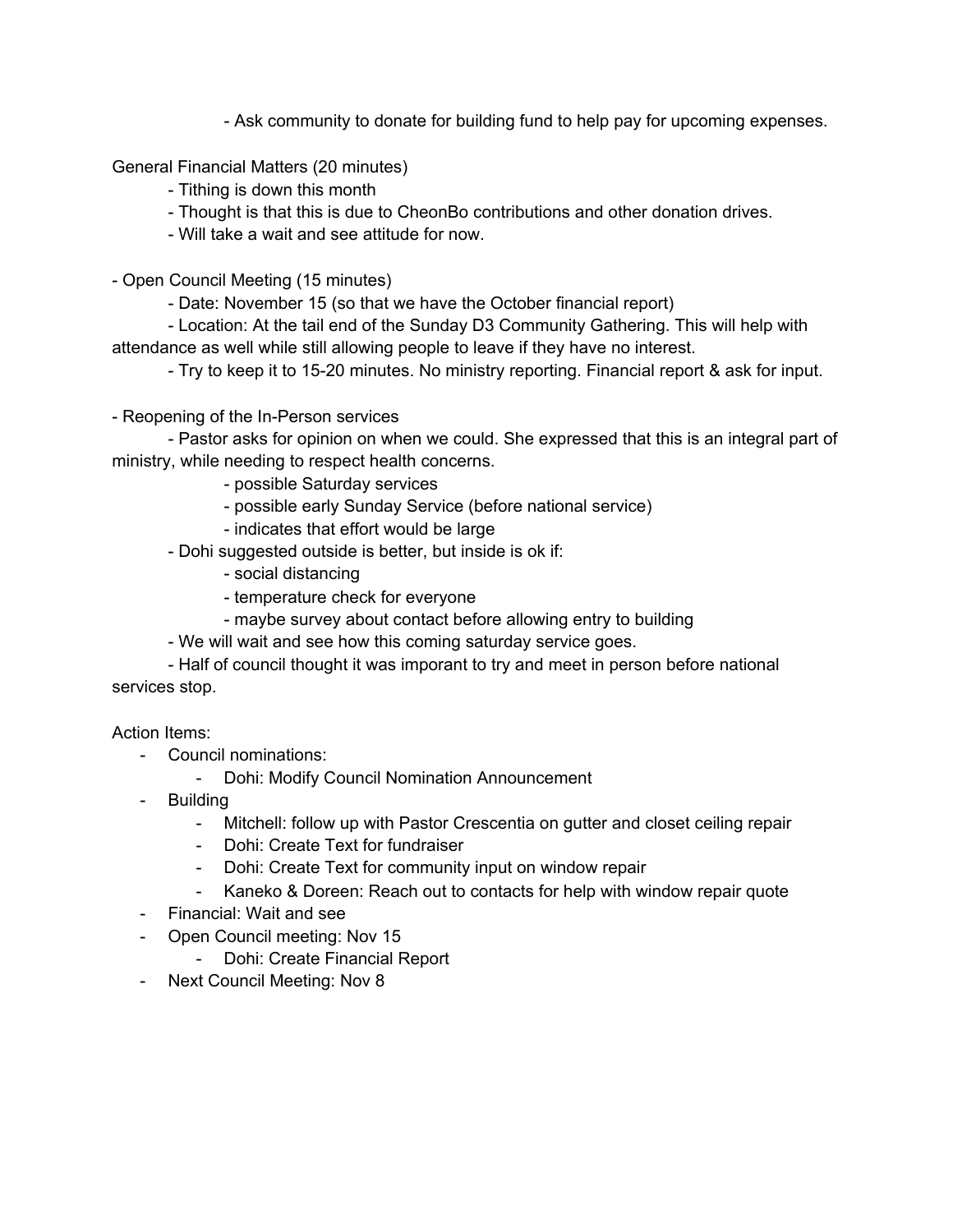- Ask community to donate for building fund to help pay for upcoming expenses.

General Financial Matters (20 minutes)

- Tithing is down this month
- Thought is that this is due to CheonBo contributions and other donation drives.
- Will take a wait and see attitude for now.

- Open Council Meeting (15 minutes)
  - Date: November 15 (so that we have the October financial report)
  - Location: At the tail end of the Sunday D3 Community Gathering. This will help with attendance as well while still allowing people to leave if they have no interest.
  - Try to keep it to 15-20 minutes. No ministry reporting. Financial report & ask for input.

- Reopening of the In-Person services
  - Pastor asks for opinion on when we could. She expressed that this is an integral part of ministry, while needing to respect health concerns.
    - possible Saturday services
    - possible early Sunday Service (before national service)
    - indicates that effort would be large
  - Dohi suggested outside is better, but inside is ok if:
    - social distancing
    - temperature check for everyone
    - maybe survey about contact before allowing entry to building
  - We will wait and see how this coming saturday service goes.
  - Half of council thought it was imporant to try and meet in person before national services stop.

Action Items:

- Council nominations:
  - Dohi: Modify Council Nomination Announcement
- Building
  - Mitchell: follow up with Pastor Crescentia on gutter and closet ceiling repair
  - Dohi: Create Text for fundraiser
  - Dohi: Create Text for community input on window repair
  - Kaneko & Doreen: Reach out to contacts for help with window repair quote
- Financial: Wait and see
- Open Council meeting: Nov 15
  - Dohi: Create Financial Report
- Next Council Meeting: Nov 8